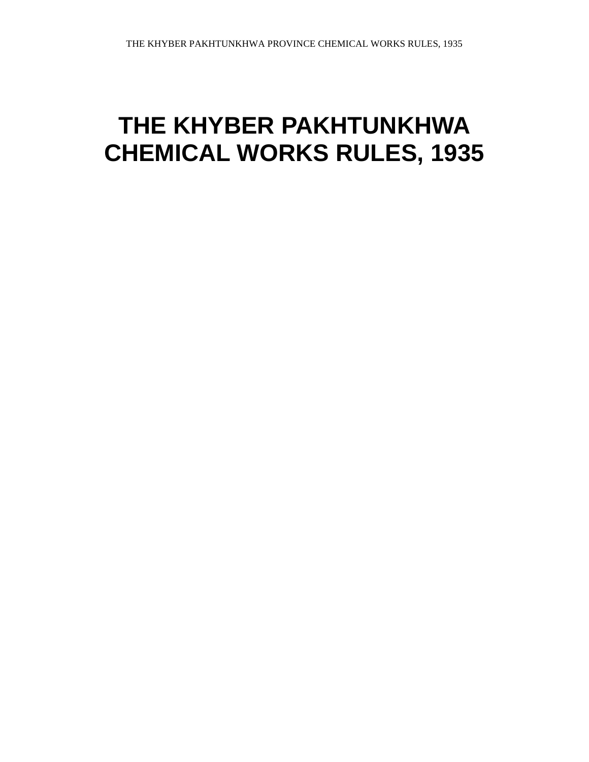# THE KHYBER PAKHTUNKHWA CHEMICAL WORKS RULES, 1935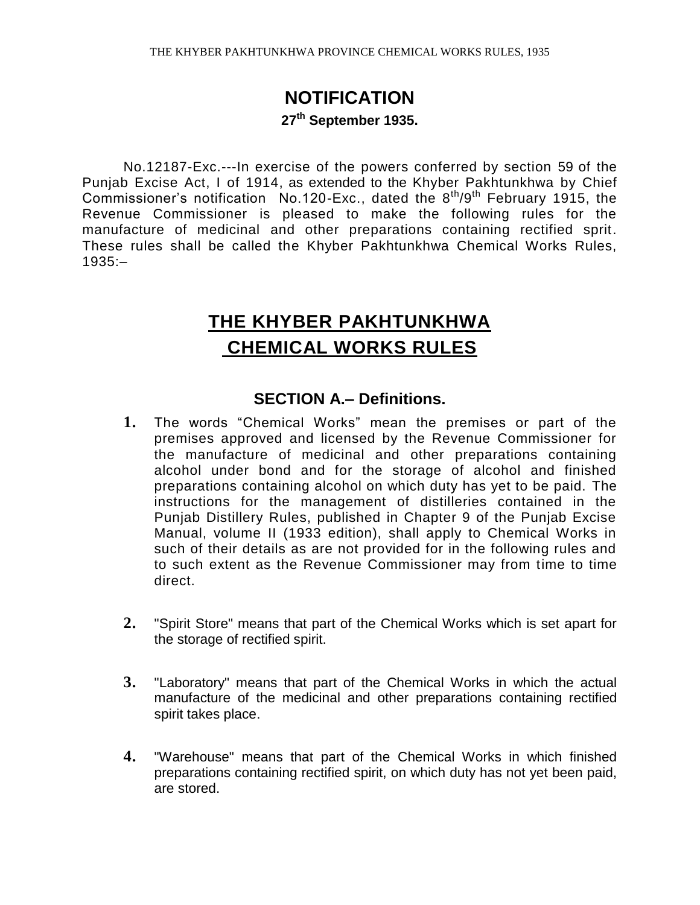# NOTIFICATION

**27th September 1935.**

No.12187-Exc.---In exercise of the powers conferred by section 59 of the Punjab Excise Act, I of 1914, as extended to the Khyber Pakhtunkhwa by Chief Commissioner's notification No.120-Exc., dated the 8th/9th February 1915, the Revenue Commissioner is pleased to make the following rules for the manufacture of medicinal and other preparations containing rectified sprit. These rules shall be called the Khyber Pakhtunkhwa Chemical Works Rules, 1935:–

# THE KHYBER PAKHTUNKHWA CHEMICAL WORKS RULES

## SECTION A.– Definitions.

**1.** The words "Chemical Works" mean the premises or part of the premises approved and licensed by the Revenue Commissioner for the manufacture of medicinal and other preparations containing alcohol under bond and for the storage of alcohol and finished preparations containing alcohol on which duty has yet to be paid. The instructions for the management of distilleries contained in the Punjab Distillery Rules, published in Chapter 9 of the Punjab Excise Manual, volume II (1933 edition), shall apply to Chemical Works in such of their details as are not provided for in the following rules and to such extent as the Revenue Commissioner may from time to time direct.

**2.** "Spirit Store" means that part of the Chemical Works which is set apart for the storage of rectified spirit.

**3.** "Laboratory" means that part of the Chemical Works in which the actual manufacture of the medicinal and other preparations containing rectified spirit takes place.

**4.** "Warehouse" means that part of the Chemical Works in which finished preparations containing rectified spirit, on which duty has not yet been paid, are stored.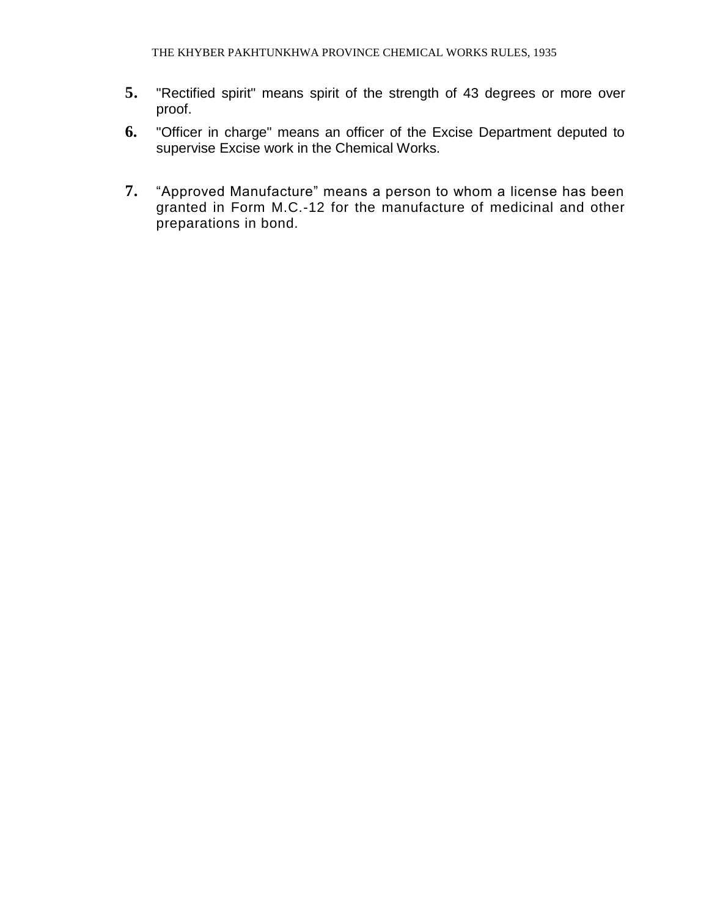**5.** "Rectified spirit" means spirit of the strength of 43 degrees or more over proof.

**6.** "Officer in charge" means an officer of the Excise Department deputed to supervise Excise work in the Chemical Works.

**7.** “Approved Manufacture” means a person to whom a license has been granted in Form M.C.-12 for the manufacture of medicinal and other preparations in bond.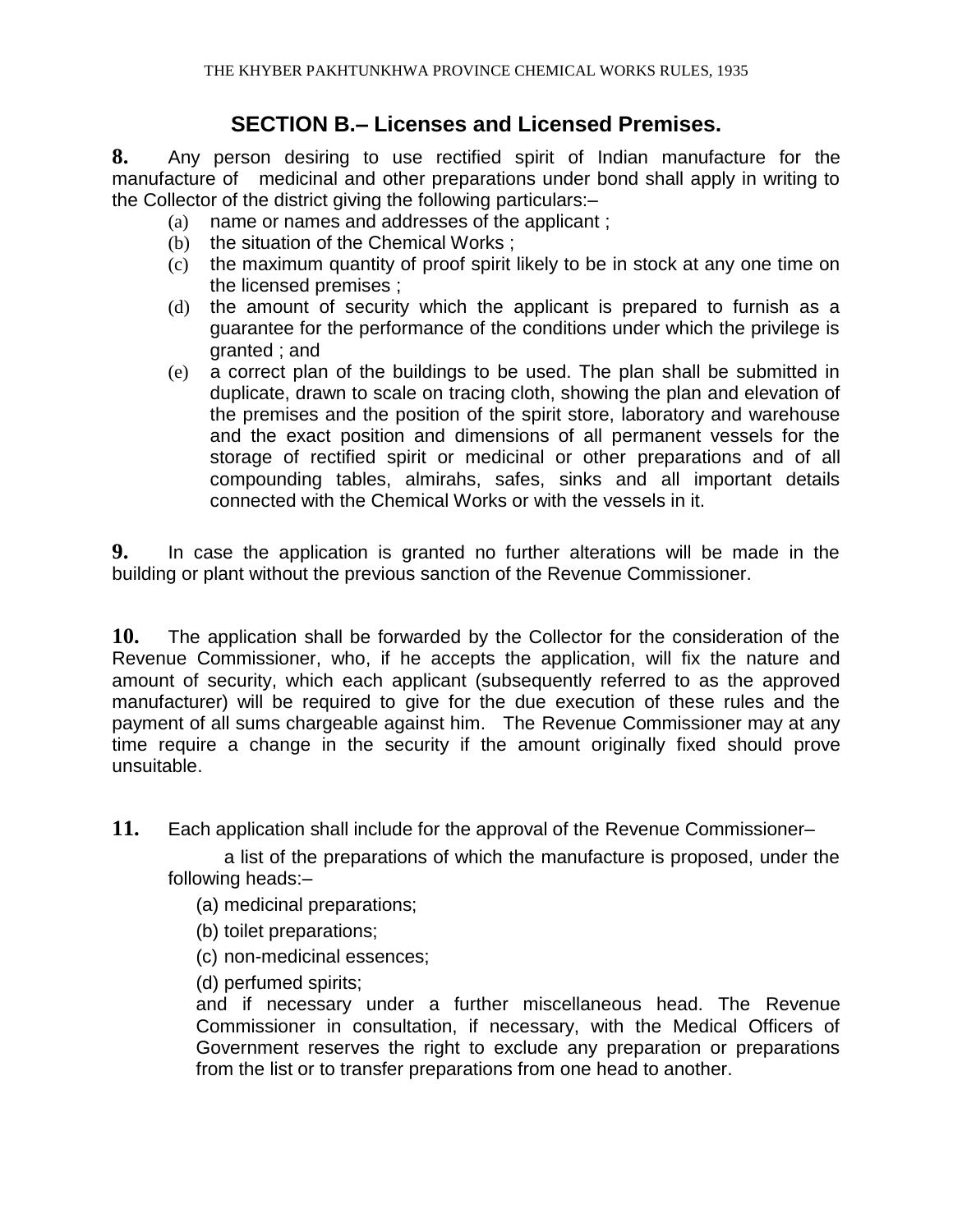## SECTION B.– Licenses and Licensed Premises.

**8.** Any person desiring to use rectified spirit of Indian manufacture for the manufacture of medicinal and other preparations under bond shall apply in writing to the Collector of the district giving the following particulars:–

(a) name or names and addresses of the applicant ;

(b) the situation of the Chemical Works ;

(c) the maximum quantity of proof spirit likely to be in stock at any one time on the licensed premises ;

(d) the amount of security which the applicant is prepared to furnish as a guarantee for the performance of the conditions under which the privilege is granted ; and

(e) a correct plan of the buildings to be used. The plan shall be submitted in duplicate, drawn to scale on tracing cloth, showing the plan and elevation of the premises and the position of the spirit store, laboratory and warehouse and the exact position and dimensions of all permanent vessels for the storage of rectified spirit or medicinal or other preparations and of all compounding tables, almirahs, safes, sinks and all important details connected with the Chemical Works or with the vessels in it.

**9.** In case the application is granted no further alterations will be made in the building or plant without the previous sanction of the Revenue Commissioner.

**10.** The application shall be forwarded by the Collector for the consideration of the Revenue Commissioner, who, if he accepts the application, will fix the nature and amount of security, which each applicant (subsequently referred to as the approved manufacturer) will be required to give for the due execution of these rules and the payment of all sums chargeable against him. The Revenue Commissioner may at any time require a change in the security if the amount originally fixed should prove unsuitable.

**11.** Each application shall include for the approval of the Revenue Commissioner–

a list of the preparations of which the manufacture is proposed, under the following heads:–

(a) medicinal preparations;

(b) toilet preparations;

(c) non-medicinal essences;

(d) perfumed spirits;

and if necessary under a further miscellaneous head. The Revenue Commissioner in consultation, if necessary, with the Medical Officers of Government reserves the right to exclude any preparation or preparations from the list or to transfer preparations from one head to another.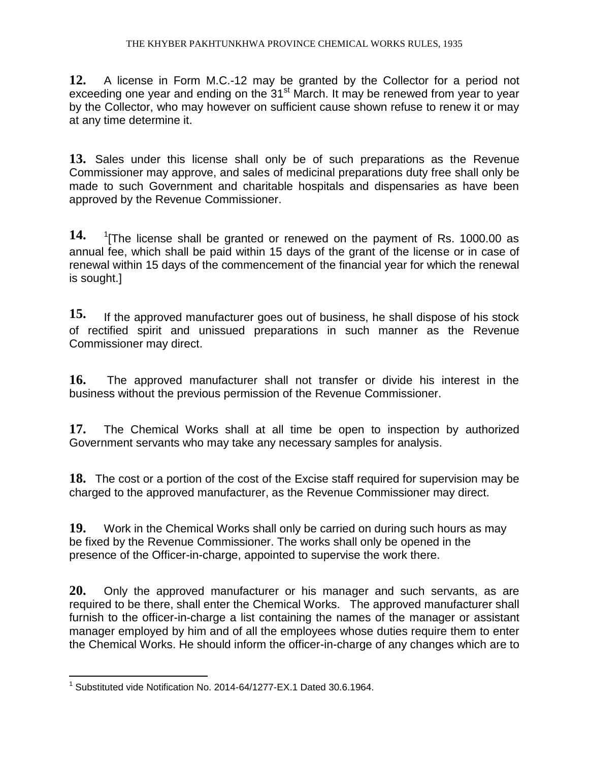**12.** A license in Form M.C.-12 may be granted by the Collector for a period not exceeding one year and ending on the 31st March. It may be renewed from year to year by the Collector, who may however on sufficient cause shown refuse to renew it or may at any time determine it.

**13.** Sales under this license shall only be of such preparations as the Revenue Commissioner may approve, and sales of medicinal preparations duty free shall only be made to such Government and charitable hospitals and dispensaries as have been approved by the Revenue Commissioner.

**14.** [1][The license shall be granted or renewed on the payment of Rs. 1000.00 as annual fee, which shall be paid within 15 days of the grant of the license or in case of renewal within 15 days of the commencement of the financial year for which the renewal is sought.]

**15.** If the approved manufacturer goes out of business, he shall dispose of his stock of rectified spirit and unissued preparations in such manner as the Revenue Commissioner may direct.

**16.** The approved manufacturer shall not transfer or divide his interest in the business without the previous permission of the Revenue Commissioner.

**17.** The Chemical Works shall at all time be open to inspection by authorized Government servants who may take any necessary samples for analysis.

**18.** The cost or a portion of the cost of the Excise staff required for supervision may be charged to the approved manufacturer, as the Revenue Commissioner may direct.

**19.** Work in the Chemical Works shall only be carried on during such hours as may be fixed by the Revenue Commissioner. The works shall only be opened in the presence of the Officer-in-charge, appointed to supervise the work there.

**20.** Only the approved manufacturer or his manager and such servants, as are required to be there, shall enter the Chemical Works. The approved manufacturer shall furnish to the officer-in-charge a list containing the names of the manager or assistant manager employed by him and of all the employees whose duties require them to enter the Chemical Works. He should inform the officer-in-charge of any changes which are to

---

[1] Substituted vide Notification No. 2014-64/1277-EX.1 Dated 30.6.1964.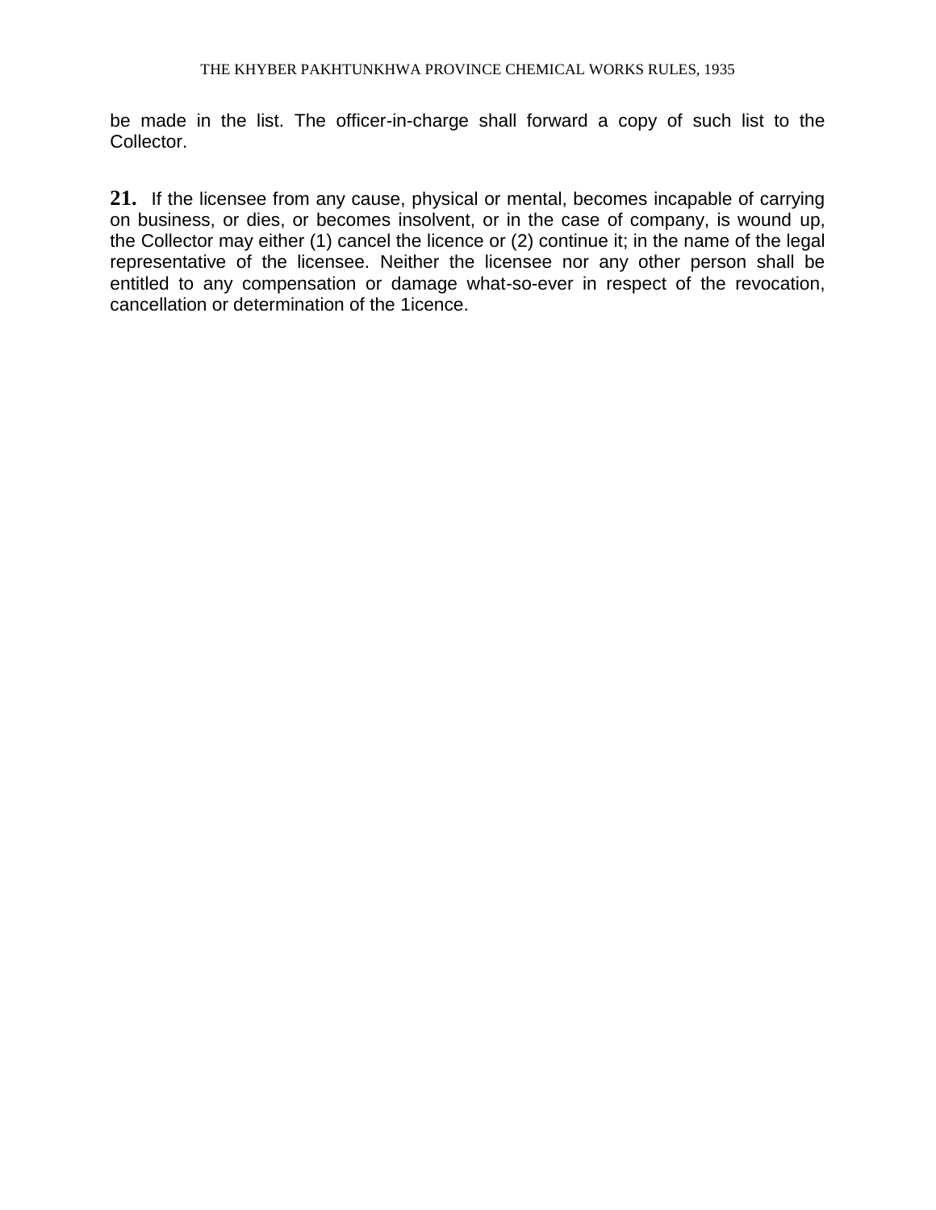be made in the list. The officer-in-charge shall forward a copy of such list to the Collector.

**21.** If the licensee from any cause, physical or mental, becomes incapable of carrying on business, or dies, or becomes insolvent, or in the case of company, is wound up, the Collector may either (1) cancel the licence or (2) continue it; in the name of the legal representative of the licensee. Neither the licensee nor any other person shall be entitled to any compensation or damage what-so-ever in respect of the revocation, cancellation or determination of the 1icence.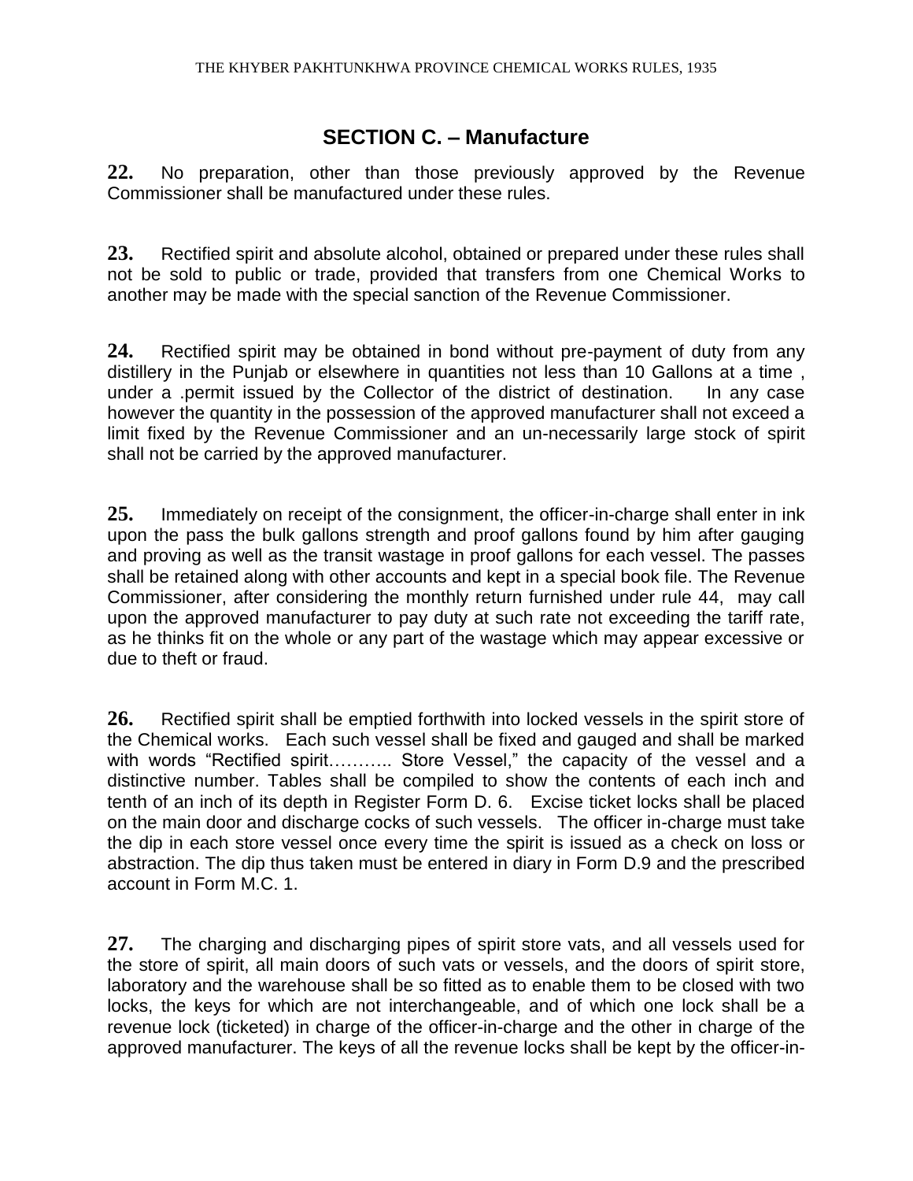## SECTION C. – Manufacture

**22.** No preparation, other than those previously approved by the Revenue Commissioner shall be manufactured under these rules.

**23.** Rectified spirit and absolute alcohol, obtained or prepared under these rules shall not be sold to public or trade, provided that transfers from one Chemical Works to another may be made with the special sanction of the Revenue Commissioner.

**24.** Rectified spirit may be obtained in bond without pre-payment of duty from any distillery in the Punjab or elsewhere in quantities not less than 10 Gallons at a time , under a .permit issued by the Collector of the district of destination. In any case however the quantity in the possession of the approved manufacturer shall not exceed a limit fixed by the Revenue Commissioner and an un-necessarily large stock of spirit shall not be carried by the approved manufacturer.

**25.** Immediately on receipt of the consignment, the officer-in-charge shall enter in ink upon the pass the bulk gallons strength and proof gallons found by him after gauging and proving as well as the transit wastage in proof gallons for each vessel. The passes shall be retained along with other accounts and kept in a special book file. The Revenue Commissioner, after considering the monthly return furnished under rule 44, may call upon the approved manufacturer to pay duty at such rate not exceeding the tariff rate, as he thinks fit on the whole or any part of the wastage which may appear excessive or due to theft or fraud.

**26.** Rectified spirit shall be emptied forthwith into locked vessels in the spirit store of the Chemical works. Each such vessel shall be fixed and gauged and shall be marked with words "Rectified spirit……….. Store Vessel," the capacity of the vessel and a distinctive number. Tables shall be compiled to show the contents of each inch and tenth of an inch of its depth in Register Form D. 6. Excise ticket locks shall be placed on the main door and discharge cocks of such vessels. The officer in-charge must take the dip in each store vessel once every time the spirit is issued as a check on loss or abstraction. The dip thus taken must be entered in diary in Form D.9 and the prescribed account in Form M.C. 1.

**27.** The charging and discharging pipes of spirit store vats, and all vessels used for the store of spirit, all main doors of such vats or vessels, and the doors of spirit store, laboratory and the warehouse shall be so fitted as to enable them to be closed with two locks, the keys for which are not interchangeable, and of which one lock shall be a revenue lock (ticketed) in charge of the officer-in-charge and the other in charge of the approved manufacturer. The keys of all the revenue locks shall be kept by the officer-in-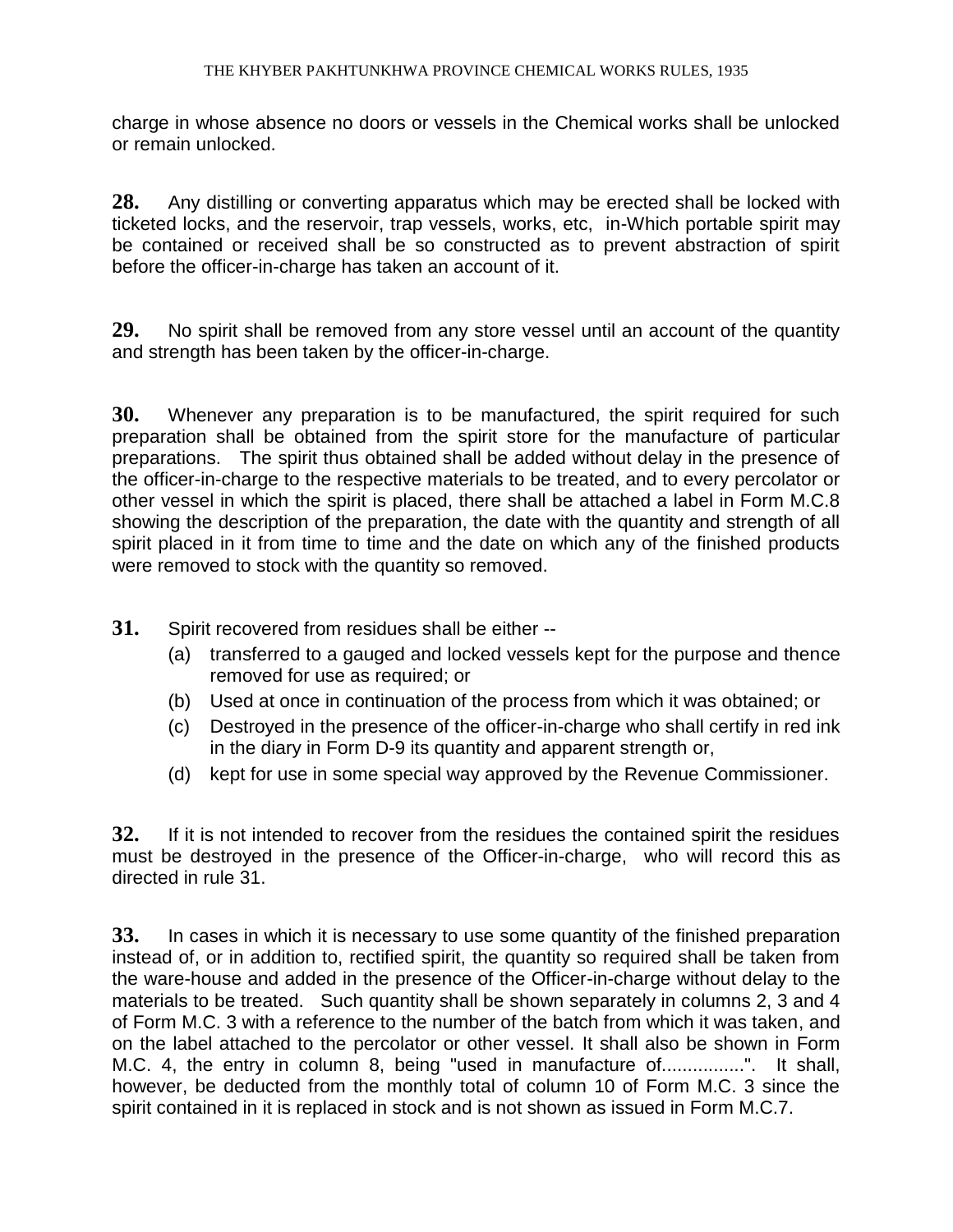charge in whose absence no doors or vessels in the Chemical works shall be unlocked or remain unlocked.

**28.** Any distilling or converting apparatus which may be erected shall be locked with ticketed locks, and the reservoir, trap vessels, works, etc, in-Which portable spirit may be contained or received shall be so constructed as to prevent abstraction of spirit before the officer-in-charge has taken an account of it.

**29.** No spirit shall be removed from any store vessel until an account of the quantity and strength has been taken by the officer-in-charge.

**30.** Whenever any preparation is to be manufactured, the spirit required for such preparation shall be obtained from the spirit store for the manufacture of particular preparations. The spirit thus obtained shall be added without delay in the presence of the officer-in-charge to the respective materials to be treated, and to every percolator or other vessel in which the spirit is placed, there shall be attached a label in Form M.C.8 showing the description of the preparation, the date with the quantity and strength of all spirit placed in it from time to time and the date on which any of the finished products were removed to stock with the quantity so removed.

**31.** Spirit recovered from residues shall be either --

(a) transferred to a gauged and locked vessels kept for the purpose and thence removed for use as required; or

(b) Used at once in continuation of the process from which it was obtained; or

(c) Destroyed in the presence of the officer-in-charge who shall certify in red ink in the diary in Form D-9 its quantity and apparent strength or,

(d) kept for use in some special way approved by the Revenue Commissioner.

**32.** If it is not intended to recover from the residues the contained spirit the residues must be destroyed in the presence of the Officer-in-charge, who will record this as directed in rule 31.

**33.** In cases in which it is necessary to use some quantity of the finished preparation instead of, or in addition to, rectified spirit, the quantity so required shall be taken from the ware-house and added in the presence of the Officer-in-charge without delay to the materials to be treated. Such quantity shall be shown separately in columns 2, 3 and 4 of Form M.C. 3 with a reference to the number of the batch from which it was taken, and on the label attached to the percolator or other vessel. It shall also be shown in Form M.C. 4, the entry in column 8, being "used in manufacture of................". It shall, however, be deducted from the monthly total of column 10 of Form M.C. 3 since the spirit contained in it is replaced in stock and is not shown as issued in Form M.C.7.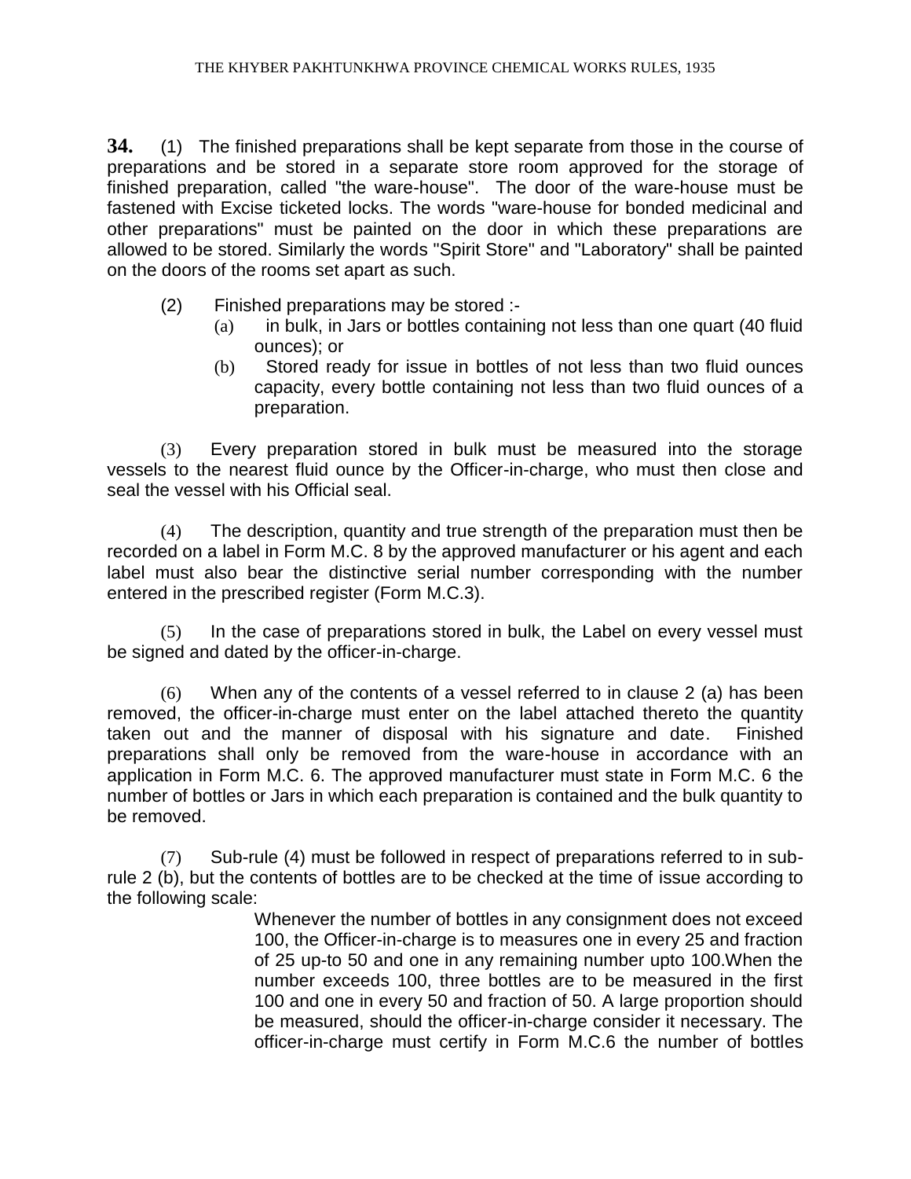**34.** (1) The finished preparations shall be kept separate from those in the course of preparations and be stored in a separate store room approved for the storage of finished preparation, called "the ware-house". The door of the ware-house must be fastened with Excise ticketed locks. The words "ware-house for bonded medicinal and other preparations" must be painted on the door in which these preparations are allowed to be stored. Similarly the words "Spirit Store" and "Laboratory" shall be painted on the doors of the rooms set apart as such.

(2) Finished preparations may be stored :-

(a) in bulk, in Jars or bottles containing not less than one quart (40 fluid ounces); or

(b) Stored ready for issue in bottles of not less than two fluid ounces capacity, every bottle containing not less than two fluid ounces of a preparation.

(3) Every preparation stored in bulk must be measured into the storage vessels to the nearest fluid ounce by the Officer-in-charge, who must then close and seal the vessel with his Official seal.

(4) The description, quantity and true strength of the preparation must then be recorded on a label in Form M.C. 8 by the approved manufacturer or his agent and each label must also bear the distinctive serial number corresponding with the number entered in the prescribed register (Form M.C.3).

(5) In the case of preparations stored in bulk, the Label on every vessel must be signed and dated by the officer-in-charge.

(6) When any of the contents of a vessel referred to in clause 2 (a) has been removed, the officer-in-charge must enter on the label attached thereto the quantity taken out and the manner of disposal with his signature and date. Finished preparations shall only be removed from the ware-house in accordance with an application in Form M.C. 6. The approved manufacturer must state in Form M.C. 6 the number of bottles or Jars in which each preparation is contained and the bulk quantity to be removed.

(7) Sub-rule (4) must be followed in respect of preparations referred to in sub-rule 2 (b), but the contents of bottles are to be checked at the time of issue according to the following scale:

Whenever the number of bottles in any consignment does not exceed 100, the Officer-in-charge is to measures one in every 25 and fraction of 25 up-to 50 and one in any remaining number upto 100.When the number exceeds 100, three bottles are to be measured in the first 100 and one in every 50 and fraction of 50. A large proportion should be measured, should the officer-in-charge consider it necessary. The officer-in-charge must certify in Form M.C.6 the number of bottles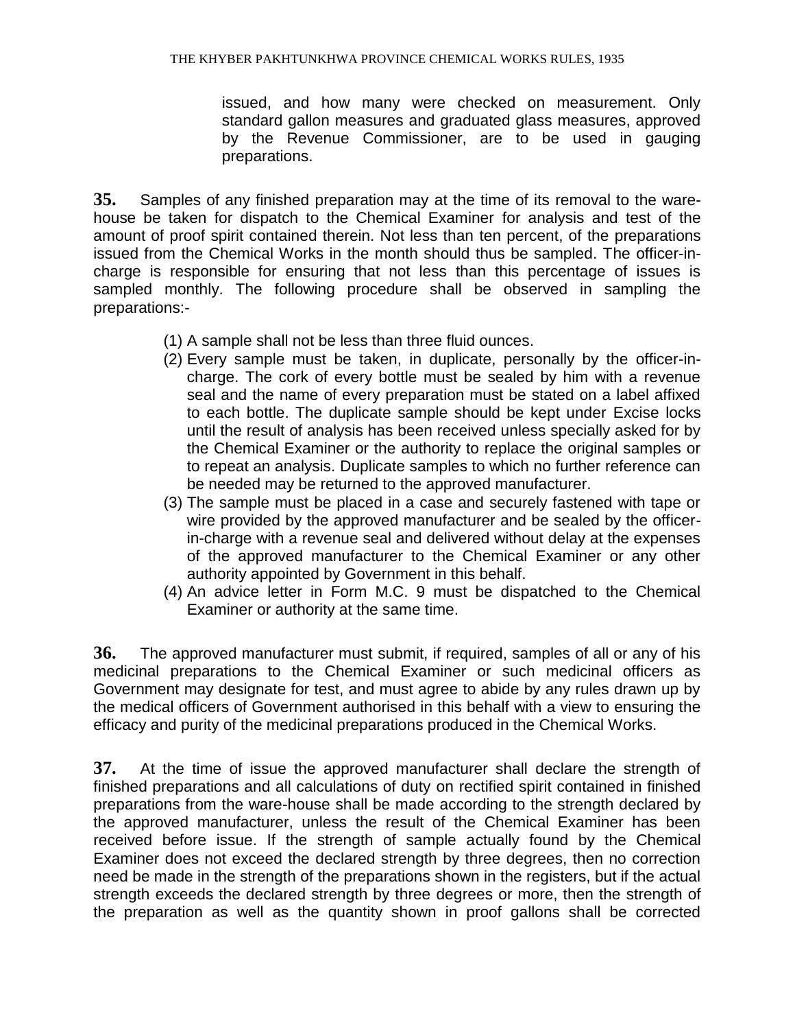issued, and how many were checked on measurement. Only standard gallon measures and graduated glass measures, approved by the Revenue Commissioner, are to be used in gauging preparations.

**35.** Samples of any finished preparation may at the time of its removal to the ware-house be taken for dispatch to the Chemical Examiner for analysis and test of the amount of proof spirit contained therein. Not less than ten percent, of the preparations issued from the Chemical Works in the month should thus be sampled. The officer-in-charge is responsible for ensuring that not less than this percentage of issues is sampled monthly. The following procedure shall be observed in sampling the preparations:-

(1) A sample shall not be less than three fluid ounces.

(2) Every sample must be taken, in duplicate, personally by the officer-in-charge. The cork of every bottle must be sealed by him with a revenue seal and the name of every preparation must be stated on a label affixed to each bottle. The duplicate sample should be kept under Excise locks until the result of analysis has been received unless specially asked for by the Chemical Examiner or the authority to replace the original samples or to repeat an analysis. Duplicate samples to which no further reference can be needed may be returned to the approved manufacturer.

(3) The sample must be placed in a case and securely fastened with tape or wire provided by the approved manufacturer and be sealed by the officer-in-charge with a revenue seal and delivered without delay at the expenses of the approved manufacturer to the Chemical Examiner or any other authority appointed by Government in this behalf.

(4) An advice letter in Form M.C. 9 must be dispatched to the Chemical Examiner or authority at the same time.

**36.** The approved manufacturer must submit, if required, samples of all or any of his medicinal preparations to the Chemical Examiner or such medicinal officers as Government may designate for test, and must agree to abide by any rules drawn up by the medical officers of Government authorised in this behalf with a view to ensuring the efficacy and purity of the medicinal preparations produced in the Chemical Works.

**37.** At the time of issue the approved manufacturer shall declare the strength of finished preparations and all calculations of duty on rectified spirit contained in finished preparations from the ware-house shall be made according to the strength declared by the approved manufacturer, unless the result of the Chemical Examiner has been received before issue. If the strength of sample actually found by the Chemical Examiner does not exceed the declared strength by three degrees, then no correction need be made in the strength of the preparations shown in the registers, but if the actual strength exceeds the declared strength by three degrees or more, then the strength of the preparation as well as the quantity shown in proof gallons shall be corrected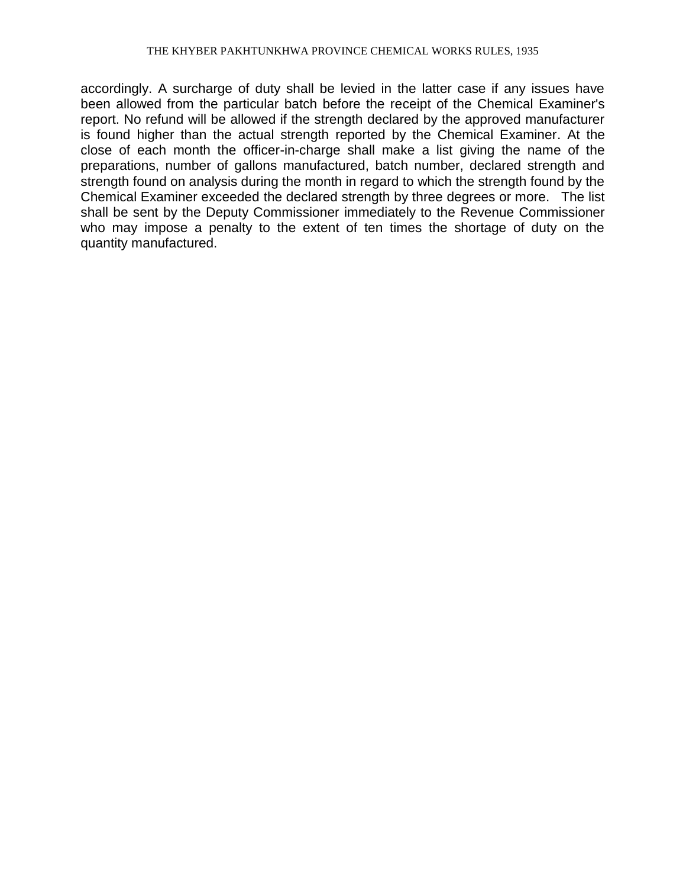accordingly. A surcharge of duty shall be levied in the latter case if any issues have been allowed from the particular batch before the receipt of the Chemical Examiner's report. No refund will be allowed if the strength declared by the approved manufacturer is found higher than the actual strength reported by the Chemical Examiner. At the close of each month the officer-in-charge shall make a list giving the name of the preparations, number of gallons manufactured, batch number, declared strength and strength found on analysis during the month in regard to which the strength found by the Chemical Examiner exceeded the declared strength by three degrees or more. The list shall be sent by the Deputy Commissioner immediately to the Revenue Commissioner who may impose a penalty to the extent of ten times the shortage of duty on the quantity manufactured.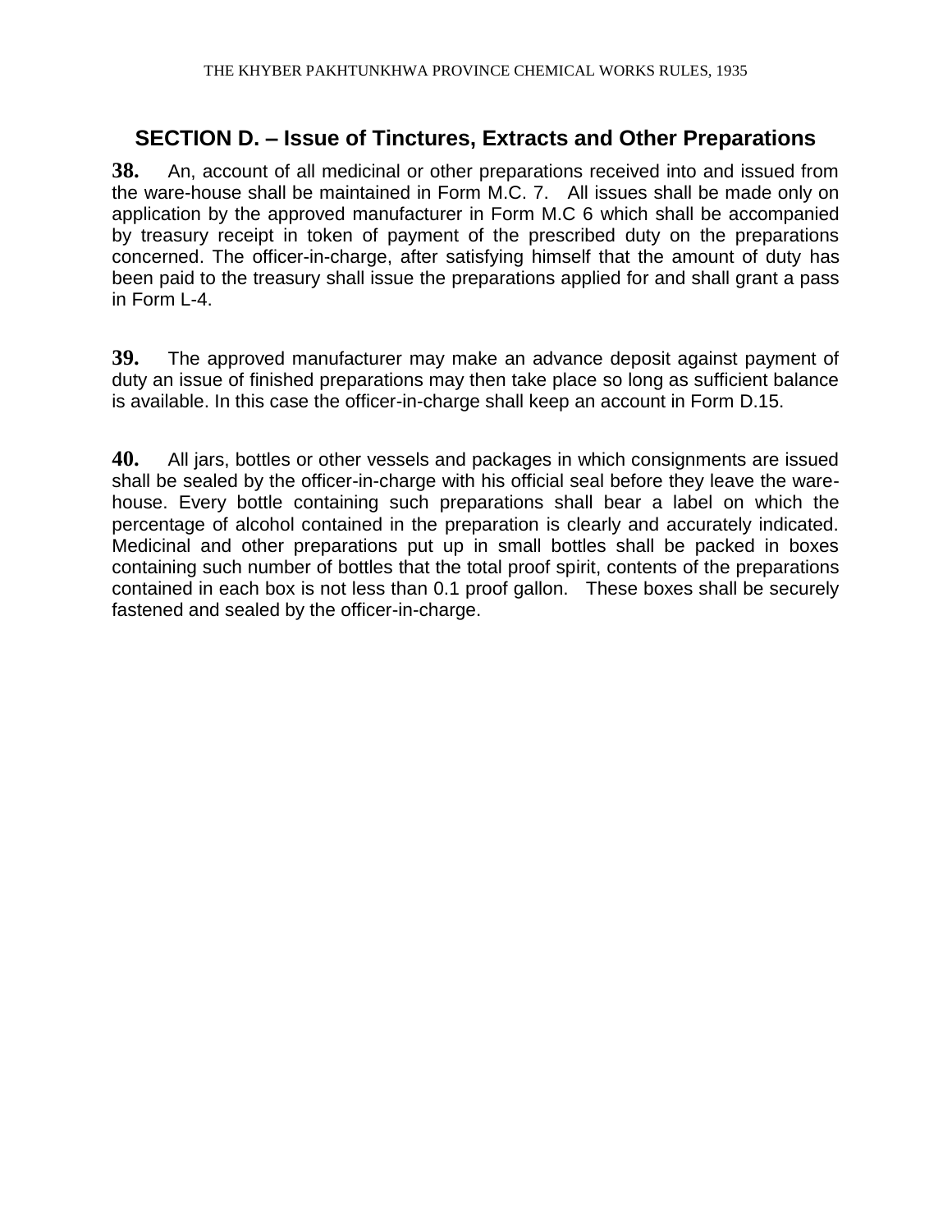## SECTION D. – Issue of Tinctures, Extracts and Other Preparations

**38.** An, account of all medicinal or other preparations received into and issued from the ware-house shall be maintained in Form M.C. 7. All issues shall be made only on application by the approved manufacturer in Form M.C 6 which shall be accompanied by treasury receipt in token of payment of the prescribed duty on the preparations concerned. The officer-in-charge, after satisfying himself that the amount of duty has been paid to the treasury shall issue the preparations applied for and shall grant a pass in Form L-4.

**39.** The approved manufacturer may make an advance deposit against payment of duty an issue of finished preparations may then take place so long as sufficient balance is available. In this case the officer-in-charge shall keep an account in Form D.15.

**40.** All jars, bottles or other vessels and packages in which consignments are issued shall be sealed by the officer-in-charge with his official seal before they leave the ware-house. Every bottle containing such preparations shall bear a label on which the percentage of alcohol contained in the preparation is clearly and accurately indicated. Medicinal and other preparations put up in small bottles shall be packed in boxes containing such number of bottles that the total proof spirit, contents of the preparations contained in each box is not less than 0.1 proof gallon. These boxes shall be securely fastened and sealed by the officer-in-charge.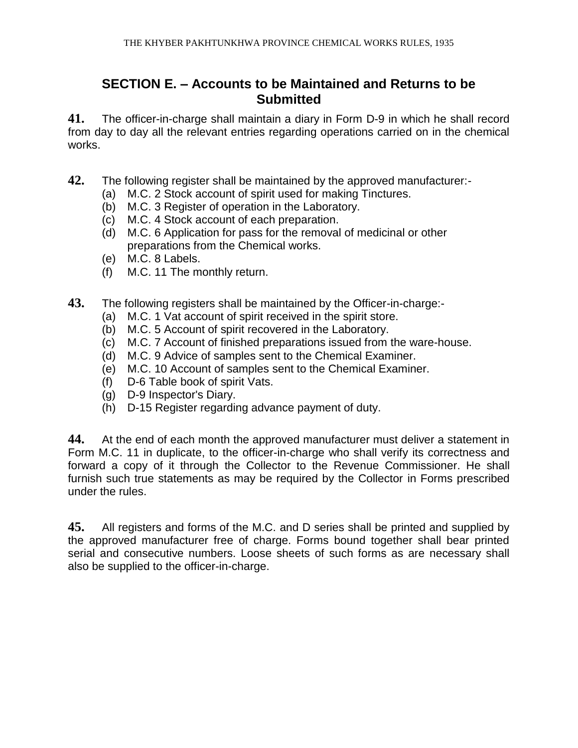## SECTION E. – Accounts to be Maintained and Returns to be Submitted

**41.** The officer-in-charge shall maintain a diary in Form D-9 in which he shall record from day to day all the relevant entries regarding operations carried on in the chemical works.

**42.** The following register shall be maintained by the approved manufacturer:-

(a) M.C. 2 Stock account of spirit used for making Tinctures.
(b) M.C. 3 Register of operation in the Laboratory.
(c) M.C. 4 Stock account of each preparation.
(d) M.C. 6 Application for pass for the removal of medicinal or other preparations from the Chemical works.
(e) M.C. 8 Labels.
(f) M.C. 11 The monthly return.

**43.** The following registers shall be maintained by the Officer-in-charge:-

(a) M.C. 1 Vat account of spirit received in the spirit store.
(b) M.C. 5 Account of spirit recovered in the Laboratory.
(c) M.C. 7 Account of finished preparations issued from the ware-house.
(d) M.C. 9 Advice of samples sent to the Chemical Examiner.
(e) M.C. 10 Account of samples sent to the Chemical Examiner.
(f) D-6 Table book of spirit Vats.
(g) D-9 Inspector's Diary.
(h) D-15 Register regarding advance payment of duty.

**44.** At the end of each month the approved manufacturer must deliver a statement in Form M.C. 11 in duplicate, to the officer-in-charge who shall verify its correctness and forward a copy of it through the Collector to the Revenue Commissioner. He shall furnish such true statements as may be required by the Collector in Forms prescribed under the rules.

**45.** All registers and forms of the M.C. and D series shall be printed and supplied by the approved manufacturer free of charge. Forms bound together shall bear printed serial and consecutive numbers. Loose sheets of such forms as are necessary shall also be supplied to the officer-in-charge.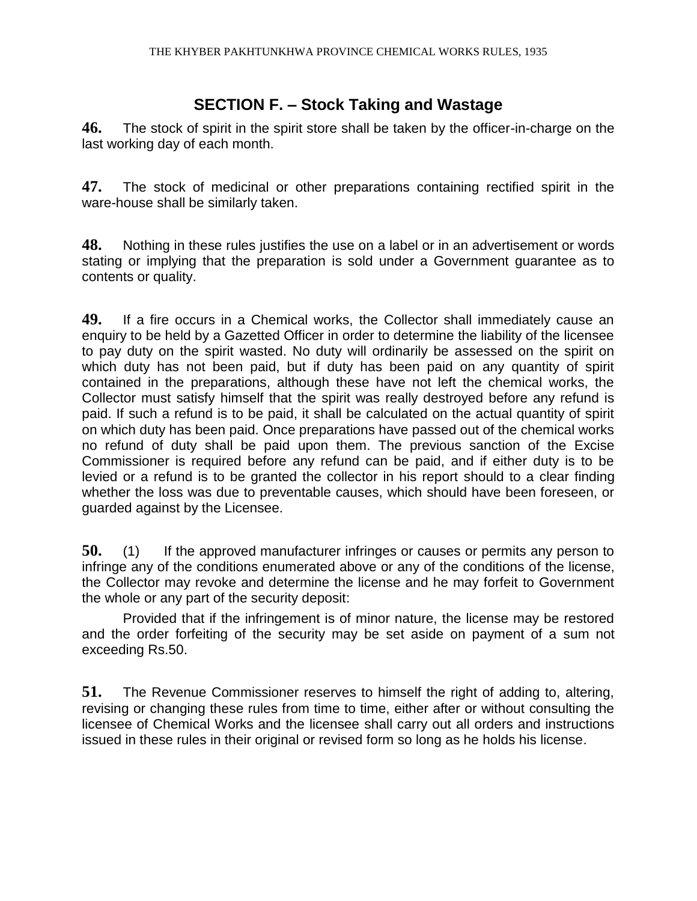## SECTION F. – Stock Taking and Wastage

**46.** The stock of spirit in the spirit store shall be taken by the officer-in-charge on the last working day of each month.

**47.** The stock of medicinal or other preparations containing rectified spirit in the ware-house shall be similarly taken.

**48.** Nothing in these rules justifies the use on a label or in an advertisement or words stating or implying that the preparation is sold under a Government guarantee as to contents or quality.

**49.** If a fire occurs in a Chemical works, the Collector shall immediately cause an enquiry to be held by a Gazetted Officer in order to determine the liability of the licensee to pay duty on the spirit wasted. No duty will ordinarily be assessed on the spirit on which duty has not been paid, but if duty has been paid on any quantity of spirit contained in the preparations, although these have not left the chemical works, the Collector must satisfy himself that the spirit was really destroyed before any refund is paid. If such a refund is to be paid, it shall be calculated on the actual quantity of spirit on which duty has been paid. Once preparations have passed out of the chemical works no refund of duty shall be paid upon them. The previous sanction of the Excise Commissioner is required before any refund can be paid, and if either duty is to be levied or a refund is to be granted the collector in his report should to a clear finding whether the loss was due to preventable causes, which should have been foreseen, or guarded against by the Licensee.

**50.** (1) If the approved manufacturer infringes or causes or permits any person to infringe any of the conditions enumerated above or any of the conditions of the license, the Collector may revoke and determine the license and he may forfeit to Government the whole or any part of the security deposit:

Provided that if the infringement is of minor nature, the license may be restored and the order forfeiting of the security may be set aside on payment of a sum not exceeding Rs.50.

**51.** The Revenue Commissioner reserves to himself the right of adding to, altering, revising or changing these rules from time to time, either after or without consulting the licensee of Chemical Works and the licensee shall carry out all orders and instructions issued in these rules in their original or revised form so long as he holds his license.